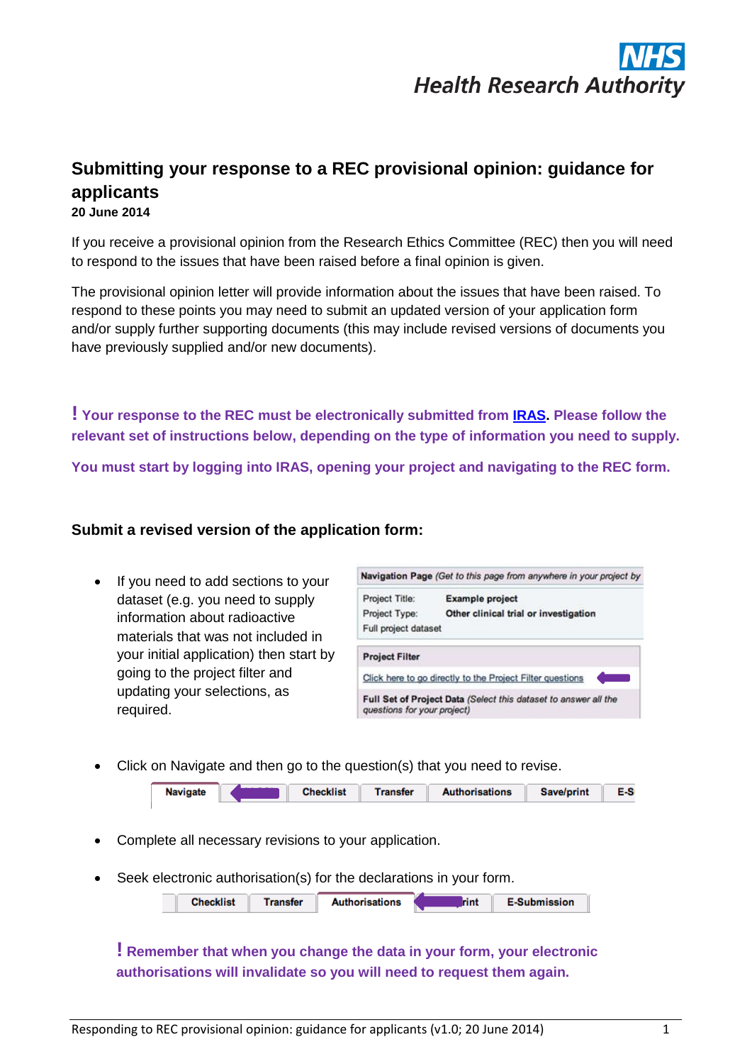# Submitting your response to a REC provisional opinion: guidance for applicants

**20 June 2014**

If you receive a provisional opinion from the Research Ethics Committee (REC) then you will need to respond to the issues that have been raised before a final opinion is given.

The provisional opinion letter will provide information about the issues that have been raised. To respond to these points you may need to submit an updated version of your application form and/or supply further supporting documents (this may include revised versions of documents you have previously supplied and/or new documents).

**! Your response to the REC must be electronically submitted from IRAS. Please follow the relevant set of instructions below, depending on the type of information you need to supply.**

**You must start by logging into IRAS, opening your project and navigating to the REC form.**

## Submit a revised version of the application form:

- If you need to add sections to your dataset (e.g. you need to supply information about radioactive materials that was not included in your initial application) then start by going to the project filter and updating your selections, as required.

- Click on Navigate and then go to the question(s) that you need to revise.

- Complete all necessary revisions to your application.

- Seek electronic authorisation(s) for the declarations in your form.

**! Remember that when you change the data in your form, your electronic authorisations will invalidate so you will need to request them again.**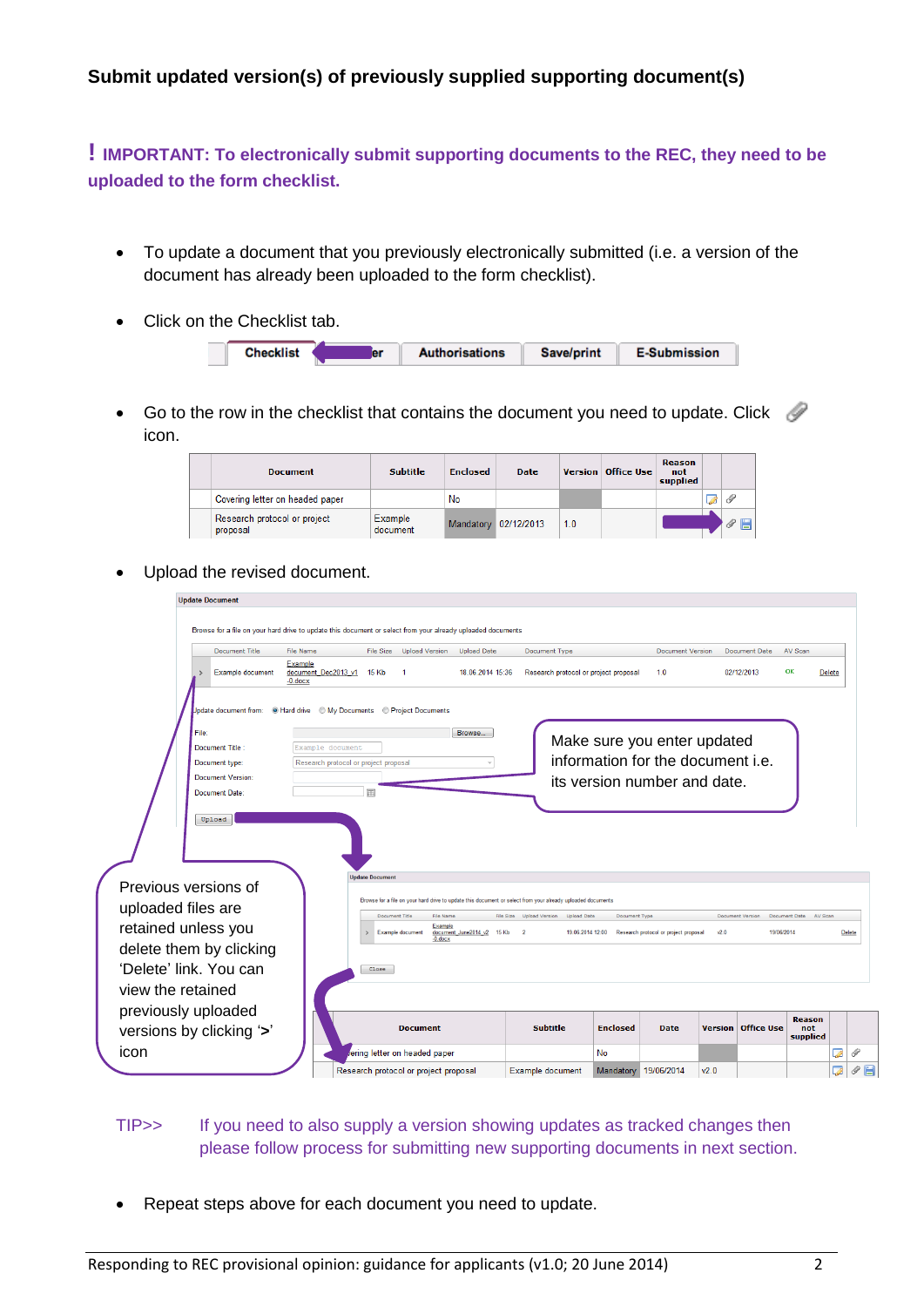**Submit updated version(s) of previously supplied supporting document(s)**

**! IMPORTANT: To electronically submit supporting documents to the REC, they need to be uploaded to the form checklist.**

- To update a document that you previously electronically submitted (i.e. a version of the document has already been uploaded to the form checklist).
- Click on the Checklist tab.

| Checklist | er | Authorisations | Save/print | E-Submission |
|---|---|---|---|---|

- Go to the row in the checklist that contains the document you need to update. Click icon.

| Document | Subtitle | Enclosed | Date | Version | Office Use | Reason not supplied | | |
|---|---|---|---|---|---|---|---|---|
| Covering letter on headed paper | | No | | | | | | |
| Research protocol or project proposal | Example document | Mandatory | 02/12/2013 | 1.0 | | | | |

- Upload the revised document.

**Update Document**

Browse for a file on your hard drive to update this document or select from your already uploaded documents

| | Document Title | File Name | File Size | Upload Version | Upload Date | Document Type | Document Version | Document Date | AV Scan | |
|---|---|---|---|---|---|---|---|---|---|---|
| > | Example document | Example document_Dec2013_v1 -0.docx | 15 Kb | 1 | 18.06.2014 15:36 | Research protocol or project proposal | 1.0 | 02/12/2013 | OK | Delete |

Update document from: Hard drive / My Documents / Project Documents

File: [Browse...]
Document Title: Example document
Document type: Research protocol or project proposal
Document Version:
Document Date:

[Upload]

Make sure you enter updated information for the document i.e. its version number and date.

**Update Document**

Browse for a file on your hard drive to update this document or select from your already uploaded documents

| | Document Title | File Name | File Size | Upload Version | Upload Date | Document Type | Document Version | Document Date | AV Scan | |
|---|---|---|---|---|---|---|---|---|---|---|
| > | Example document | Example document_June2014_v2 -0.docx | 15 Kb | 2 | 19.06.2014 12:00 | Research protocol or project proposal | v2.0 | 19/06/2014 | | Delete |

[Close]

Previous versions of uploaded files are retained unless you delete them by clicking 'Delete' link. You can view the retained previously uploaded versions by clicking '>' icon

| Document | Subtitle | Enclosed | Date | Version | Office Use | Reason not supplied | | |
|---|---|---|---|---|---|---|---|---|
| Covering letter on headed paper | | No | | | | | | |
| Research protocol or project proposal | Example document | Mandatory | 19/06/2014 | v2.0 | | | | |

TIP>> If you need to also supply a version showing updates as tracked changes then please follow process for submitting new supporting documents in next section.

- Repeat steps above for each document you need to update.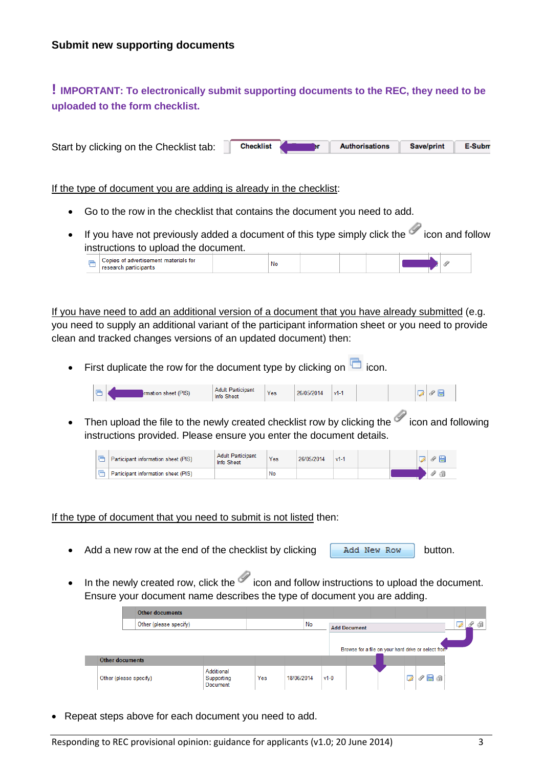**Submit new supporting documents**

**! IMPORTANT: To electronically submit supporting documents to the REC, they need to be uploaded to the form checklist.**

Start by clicking on the Checklist tab:

If the type of document you are adding is already in the checklist:

- Go to the row in the checklist that contains the document you need to add.
- If you have not previously added a document of this type simply click the icon and follow instructions to upload the document.

If you have need to add an additional version of a document that you have already submitted (e.g. you need to supply an additional variant of the participant information sheet or you need to provide clean and tracked changes versions of an updated document) then:

- First duplicate the row for the document type by clicking on icon.
- Then upload the file to the newly created checklist row by clicking the icon and following instructions provided. Please ensure you enter the document details.

If the type of document that you need to submit is not listed then:

- Add a new row at the end of the checklist by clicking **Add New Row** button.
- In the newly created row, click the icon and follow instructions to upload the document. Ensure your document name describes the type of document you are adding.

- Repeat steps above for each document you need to add.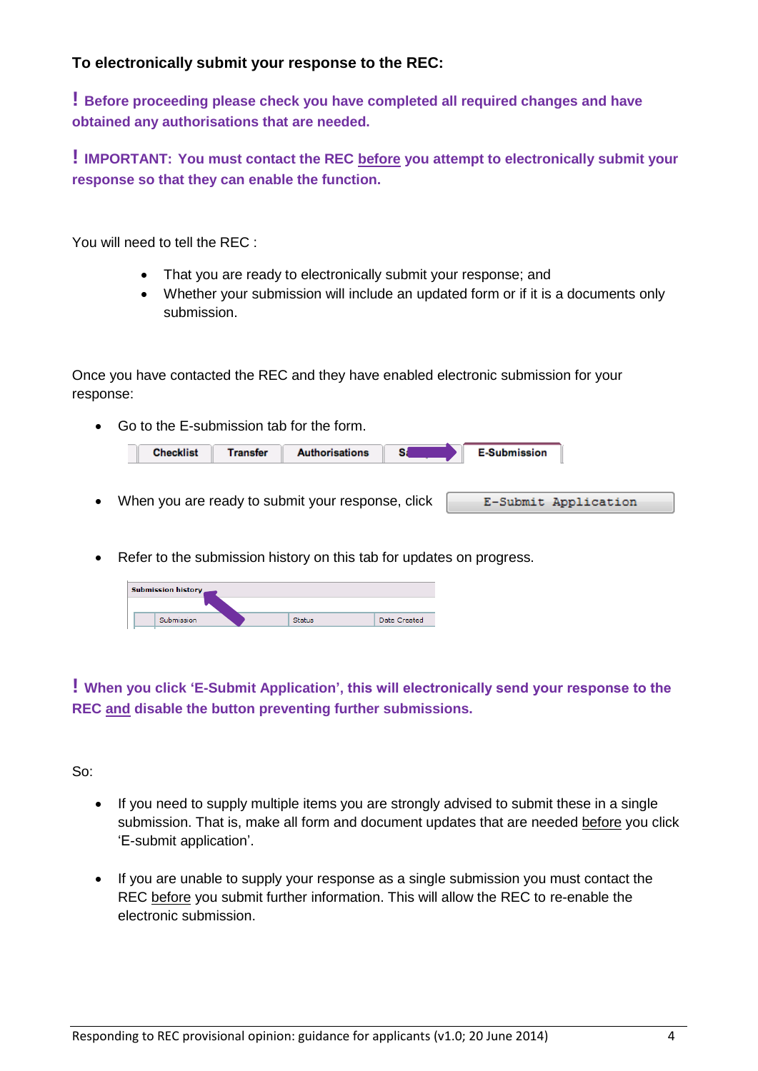**To electronically submit your response to the REC:**

**! Before proceeding please check you have completed all required changes and have obtained any authorisations that are needed.**

**! IMPORTANT: You must contact the REC before you attempt to electronically submit your response so that they can enable the function.**

You will need to tell the REC :

- That you are ready to electronically submit your response; and
- Whether your submission will include an updated form or if it is a documents only submission.

Once you have contacted the REC and they have enabled electronic submission for your response:

- Go to the E-submission tab for the form.

  Checklist | Transfer | Authorisations | S | E-Submission

- When you are ready to submit your response, click E-Submit Application

- Refer to the submission history on this tab for updates on progress.

  Submission history

  | Submission | Status | Date Created |
  |---|---|---|

**! When you click 'E-Submit Application', this will electronically send your response to the REC and disable the button preventing further submissions.**

So:

- If you need to supply multiple items you are strongly advised to submit these in a single submission. That is, make all form and document updates that are needed before you click 'E-submit application'.

- If you are unable to supply your response as a single submission you must contact the REC before you submit further information. This will allow the REC to re-enable the electronic submission.